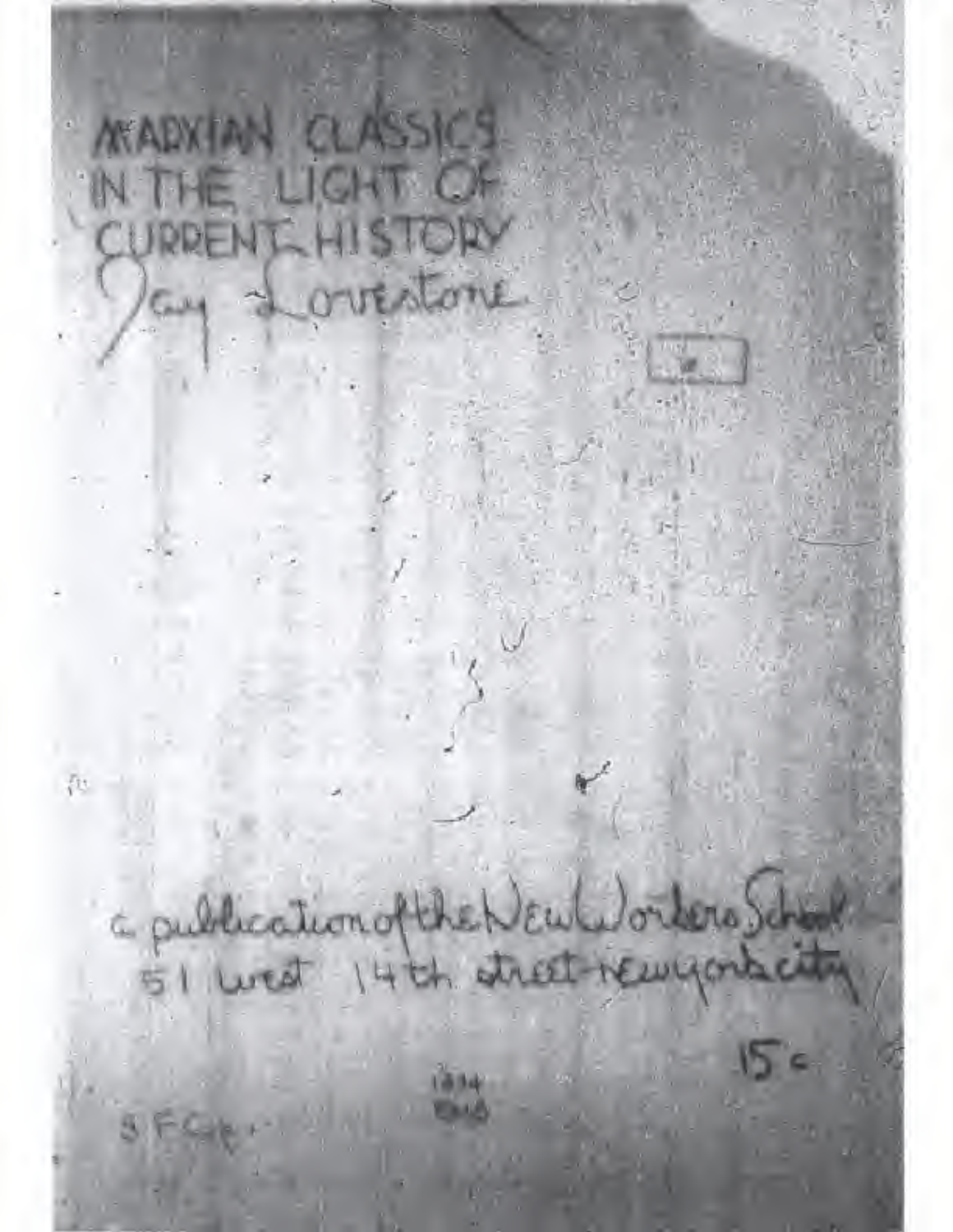# MARXIAN CLASSICS IN THE LIGHT OF CURRENT HISTORY

Jay Lovestone

a publication of the New Workers School
51 west 14th street new york city

15c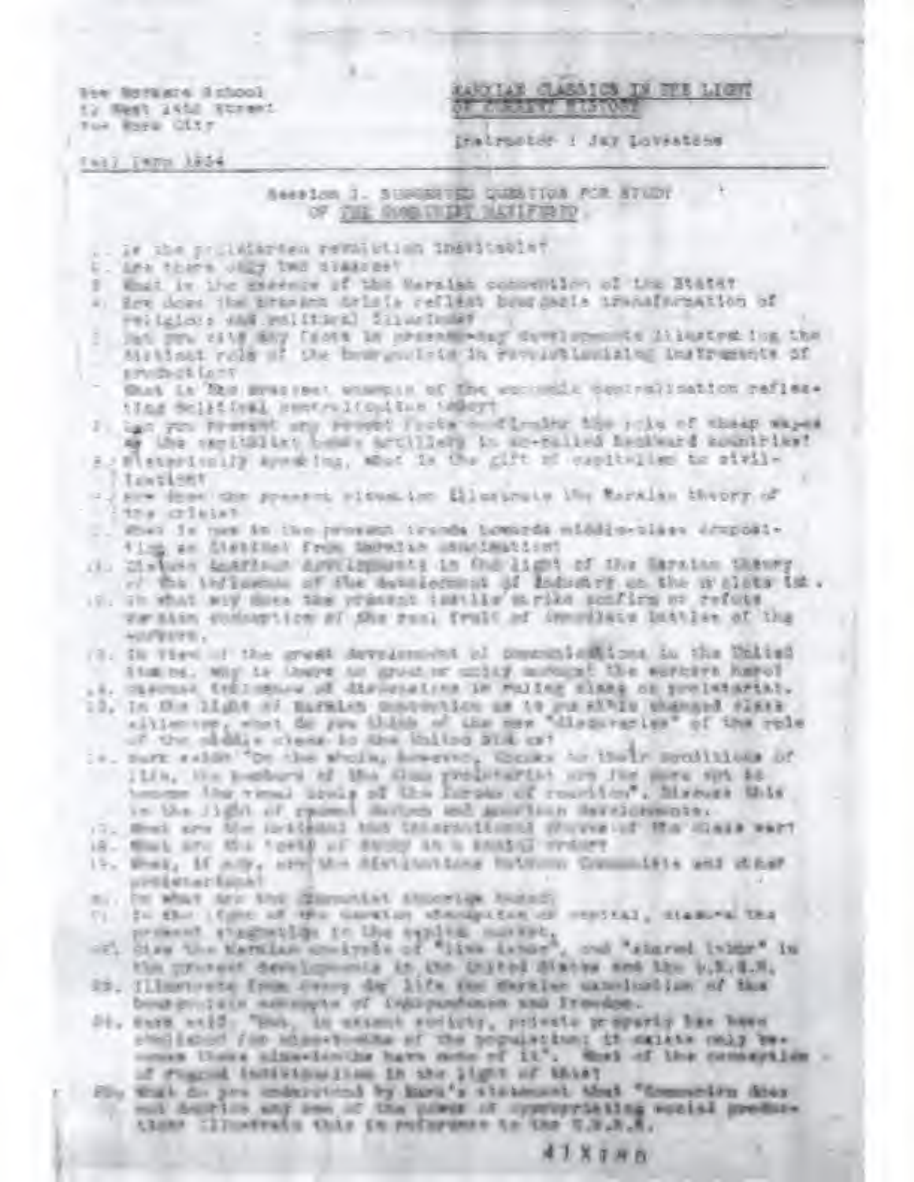New Workers School
51 West 14th Street
New York City

Fall Term 1934

**MARXIAN CLASSICS IN THE LIGHT OF CURRENT HISTORY**

Instructor : Jay Lovestone

Session 1. SUGGESTED QUESTION FOR STUDY OF THE COMMUNIST MANIFESTO.

1. Is the proletarian revolution inevitable?
2. Are there only two classes?
3. What is the essence of the Marxian conception of the State?
4. How does the present crisis reflect bourgeois transformation of religious and political illusions?
5. Can you cite any facts in present-day developments illustrating the distinct role of the bourgeoisie in revolutionizing instruments of production?
6. What is the greatest example of the economic centralization reflecting political centralization today?
7. Can you present any recent facts confirming the role of cheap wages as the capitalist heavy artillery in so-called backward countries?
8. Historically speaking, what is the gift of capitalism to civilization?
9. How does the present situation illustrate the Marxian theory of the crisis?
10. What is new in the present trends towards middle-class decomposition as distinct from Marxian examination?
11. Discuss American developments in the light of the Marxian theory of the influence of the development of industry on the proletariat.
12. In what way does the present textile strike confirm or refute Marxian conception of the real fruit of immediate battles of the workers.
13. In view of the great development of communications in the United States, why is there no greater unity amongst the workers here?
14. Discuss influence of dissolution in ruling class on proletariat.
15. In the light of Marxian conception as to possible changed class alliances, what do you think of the new "discoveries" of the role of the middle class in the United States?
16. Marx said: "On the whole, however, thanks to their conditions of life, the members of the slum proletariat are far more apt to become the venal tools of the forces of reaction". Discuss this in the light of recent German and American developments.
17. What are the national and international phases of the class war?
18. What are the "gold of study in a social order?"
19. What, if any, are the distinctions between Communists and other proletarians?
20. On what are the Communist theories based?
21. In the light of the Marxian conception of capital, discuss the present stagnation in the capital market.
22. Give the Marxian analysis of "live labor", and "stored labor" in the present developments in the United States and the U.S.S.R.
23. Illustrate from every day life the Marxian conception of the bourgeois concepts of independence and freedom.
24. Marx said: "But, in extant society, private property has been abolished for nine-tenths of the population; it exists only because these nine-tenths have none of it". What of the conception of rugged individualism in the light of this?
25. What do you understand by Marx's statement that "Communism does not deprive any one of the power of appropriating social products? Illustrate this in reference to the U.S.S.R.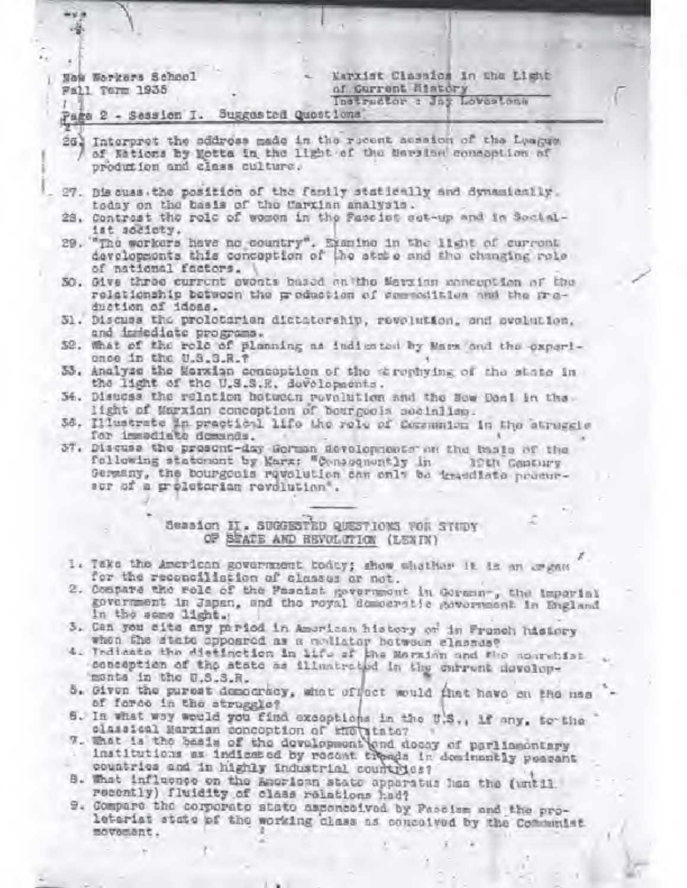New Workers School
Fall Term 1935

Marxist Classics In the Light of Current History
Instructor : Jay Lovestone

Page 2 - Session I. Suggested Questions

26. Interpret the address made in the recent session of the League of Nations by Motta in the light of the Marxian conception of production and class culture.
27. Discuss the position of the family statically and dynamically today on the basis of the Marxian analysis.
28. Contrast the role of women in the Fascist set-up and in Socialist society.
29. "The workers have no country". Examine in the light of current developments this conception of the state and the changing role of national factors.
30. Give three current events based on the Marxian conception of the relationship between the production of commodities and the production of ideas.
31. Discuss the proletarian dictatorship, revolution, and evolution, and immediate programs.
32. What of the role of planning as indicated by Marx and the experience in the U.S.S.R.?
33. Analyse the Marxian conception of the atrophying of the state in the light of the U.S.S.R. developments.
34. Discuss the relation between revolution and the New Deal in the light of Marxian conception of bourgeois socialism.
35. Illustrate in practical life the role of Communism in the struggle for immediate demands.
37. Discuss the present-day German developments on the basis of the following statement by Marx: "Consequently in 19th Century Germany, the bourgeois revolution can only be immediate precursor of a proletarian revolution".

## Session II. SUGGESTED QUESTIONS FOR STUDY OF STATE AND REVOLUTION (LENIN)

1. Take the American government today; show whether it is an organ for the reconciliation of classes or not.
2. Compare the role of the Fascist government in Germany, the imperial government in Japan, and the royal democratic government in England in the same light.
3. Can you cite any period in American history or in French history when the state appeared as a mediator between classes?
4. Indicate the distinction in life of the Marxian and the anarchist conception of the state as illustrated in the current developments in the U.S.S.R.
5. Given the purest democracy, what effect would that have on the use of force in the struggle?
6. In what way would you find exceptions in the U.S., if any, to the classical Marxian conception of the state?
7. What is the basis of the development and decay of parliamentary institutions as indicated by recent trends in dominantly peasant countries and in highly industrial countries?
8. What influence on the American state apparatus has the (until recently) fluidity of class relations had?
9. Compare the corporate state as conceived by Fascism and the proletariat state of the working class as conceived by the Communist movement.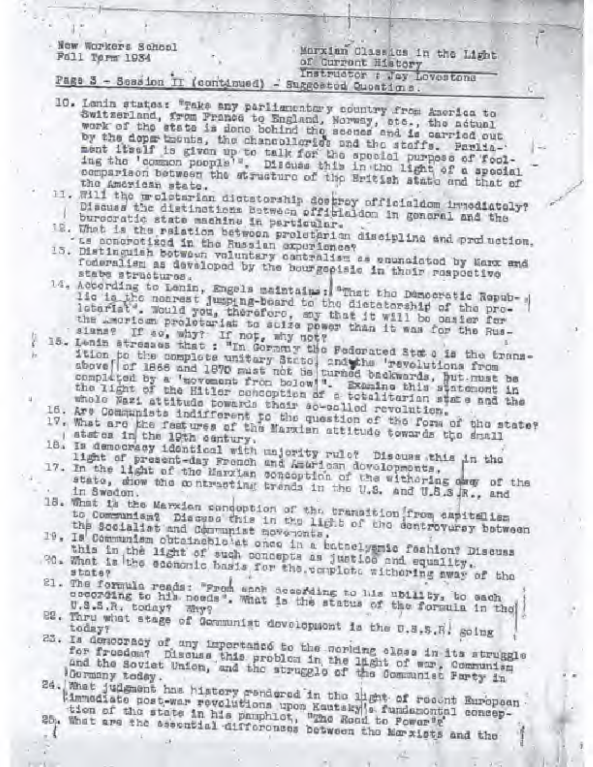New Workers School
Fall Term 1934

Marxian Classics in the Light of Current History
Instructor : Jay Lovestone

Page 3 - Session II (continued) - Suggested Questions.

10. Lenin states: "Take any parliamentary country from America to Switzerland, from France to England, Norway, etc., the actual work of the state is done behind the scenes and is carried out by the departments, the chancelleries and the staffs. Parliament itself is given up to talk for the special purpose of fooling the 'common people'". Discuss this in the light of a special comparison between the structure of the British state and that of the American state.
11. Will the proletarian dictatorship destroy officialdom immediately? Discuss the distinctions between officialdom in general and the bureaucratic state machine in particular.
12. What is the relation between proletarian discipline and production, as concretized in the Russian experience?
13. Distinguish between voluntary centralism as enunciated by Marx and federalism as developed by the bourgeoisie in their respective state structures.
14. According to Lenin, Engels maintains: "That the Democratic Republic is the nearest jumping-board to the dictatorship of the proletariat". Would you, therefore, say that it will be easier for the American proletariat to seize power than it was for the Russians? If so, why? If not, why not?
15. Lenin stresses that : "In Germany the Federated State is the transition to the complete unitary State, and the 'revolutions from above' of 1866 and 1870 must not be turned backwards, but must be completed by a 'movement from below'". Examine this statement in the light of the Hitler conception of a totalitarian state and the whole Nazi attitude towards their so-called revolution.
16. Are Communists indifferent to the question of the form of the state?
17. What are the features of the Marxian attitude towards the small states in the 19th century.
18. Is democracy identical with majority rule? Discuss this in the light of present-day French and American developments.
17. In the light of the Marxian conception of the withering away of the state, show the contrasting trends in the U.S. and U.S.S.R., and in Sweden.
18. What is the Marxian conception of the transition from capitalism to Communism? Discuss this in the light of the controversy between the Socialist and Communist movements.
19. Is Communism obtainable at once in a cataclysmic fashion? Discuss this in the light of such concepts as justice and equality.
20. What is the economic basis for the complete withering away of the state?
21. The formula reads: "From each according to his ability, to each according to his needs". What is the status of the formula in the U.S.S.R. today? Why?
22. Thru what stage of Communist development is the U.S.S.R. going today?
23. Is democracy of any importance to the working class in its struggle for freedom? Discuss this problem in the light of war, Communism and the Soviet Union, and the struggle of the Communist Party in Germany today.
24. What judgment has history rendered in the light of recent European immediate post-war revolutions upon Kautsky's fundamental conception of the state in his pamphlet, "The Road to Power"?
25. What are the essential differences between the Marxists and the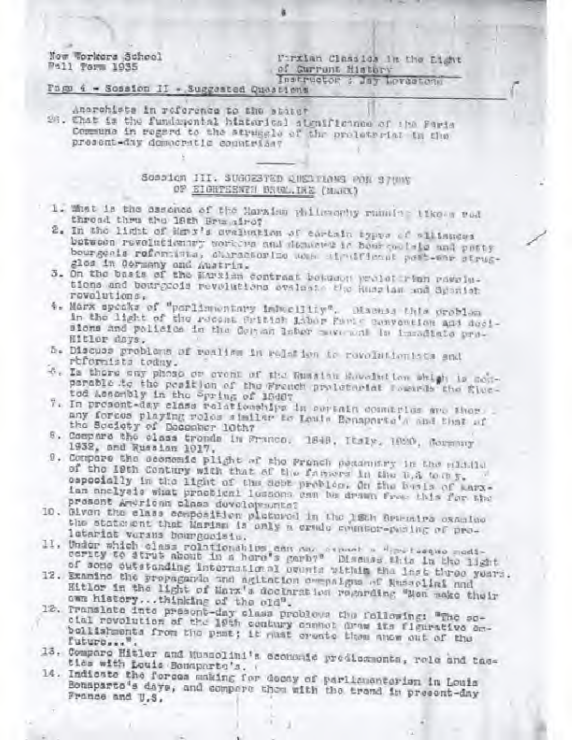New Workers School
Fall Term 1935

Marxian Classics in the Light of Current History
Instructor : Jay Lovestone

Page 4 - Session II - Suggested Questions

Anarchists in reference to the state?

26. What is the fundamental historical significance of the Paris Commune in regard to the struggle of the proletariat in the present-day democratic countries?

---

## Session III. SUGGESTED QUESTIONS FOR STUDY OF EIGHTEENTH BRUMAIRE (MARX)

1. What is the essence of the Marxian philosophy running like a red thread thru the 18th Brumaire?
2. In the light of Marx's evaluation of certain types of alliances between revolutionary workers and democrats in bourgeois and petty bourgeois reformists, characterize some significant post-war struggles in Germany and Austria.
3. On the basis of the Marxian contrast between proletarian revolutions and bourgeois revolutions evaluate the Russian and Spanish revolutions.
4. Marx speaks of "parliamentary imbecility". Discuss this problem in the light of the recent British Labor Party convention and decisions and policies in the German labor movement in immediate pre-Hitler days.
5. Discuss problems of realism in relation to revolutionists and reformists today.
6. Is there any phase or event of the Russian Revolution which is comparable to the position of the French proletariat towards the Elected Assembly in the Spring of 1848?
7. In present-day class relationships in certain countries are there any forces playing roles similar to Louis Bonaparte's and that of the Society of December 10th?
8. Compare the class trends in France, 1848, Italy, 1920, Germany 1932, and Russian 1917.
9. Compare the economic plight of the French peasantry in the middle of the 19th Century with that of the farmers in the U.S. today, especially in the light of the debt problem. On the basis of Marxian analysis what practical lessons can be drawn from this for the present American class developments?
10. Given the class composition pictured in the 18th Brumaire examine the statement that Marxism is only a crude counter-posing of proletariat versus bourgeoisie.
11. Under which class relationships can one expect a "grotesque mediocrity to strut about in a hero's garb?" Discuss this in the light of some outstanding international events within the last three years.
12. Examine the propaganda and agitation campaigns of Mussolini and Hitler in the light of Marx's declaration regarding "Men make their own history...thinking of the old".
12. Translate into present-day class problems the following: "The social revolution of the 19th century cannot draw its figurative embellishments from the past; it must create them anew out of the future...".
13. Compare Hitler and Mussolini's economic predicaments, role and tactics with Louis Bonaparte's.
14. Indicate the forces making for decay of parliamentarism in Louis Bonaparte's days, and compare them with the trend in present-day France and U.S.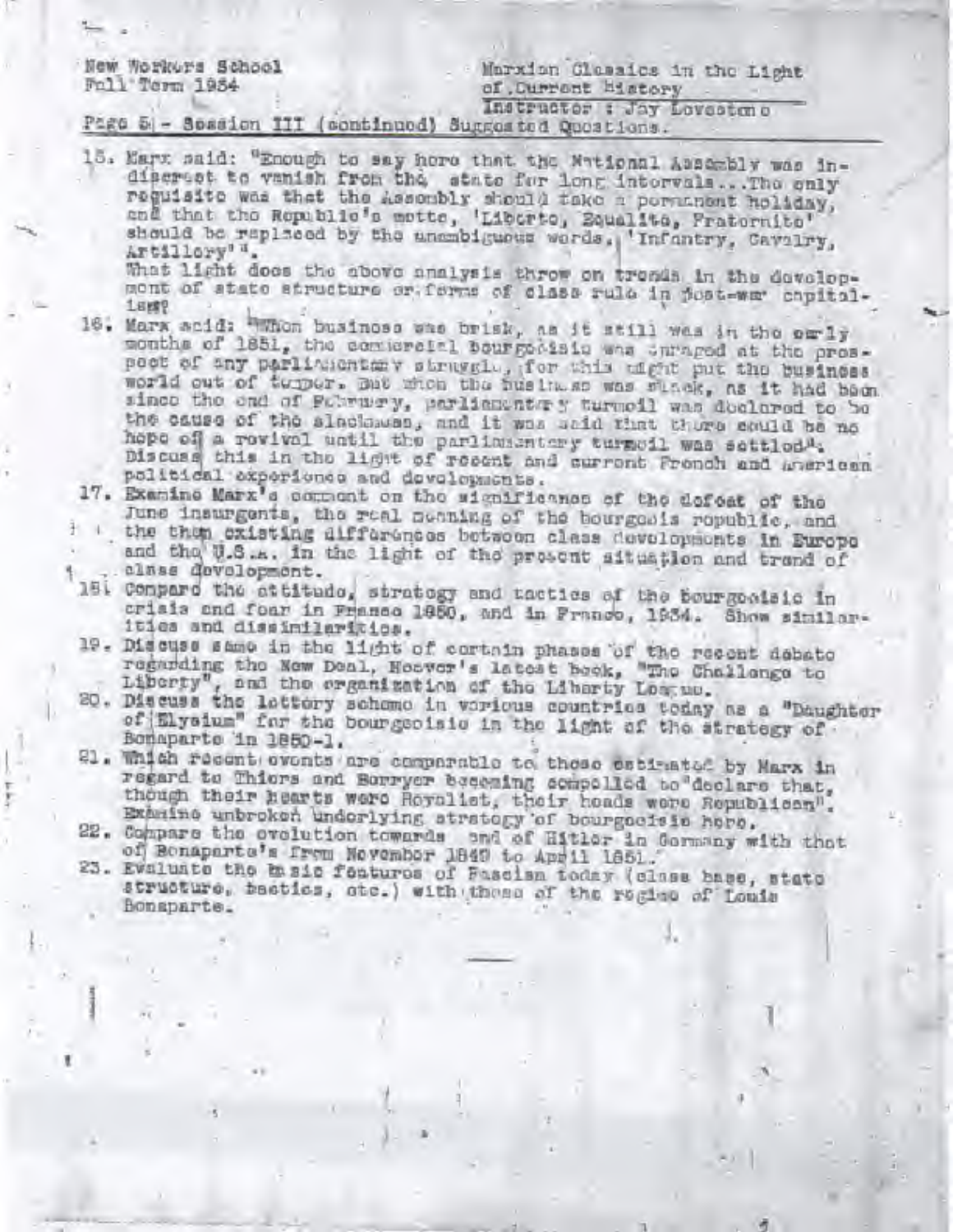New Workers School
Fall Term 1934

Marxian Classics in the Light of Current History
Instructor : Jay Lovestone

Page 5 - Session III (continued) Suggested Questions.

15. Marx said: "Enough to say here that the National Assembly was indiscreet to vanish from the stage for long intervals...The only requisite was that the Assembly should take a permanent holiday, and that the Republic's motto, 'Liberte, Equalite, Fraternite' should be replaced by the unambiguous words, 'Infantry, Cavalry, Artillery'".
    What light does the above analysis throw on trends in the development of state structure or forms of class rule in post-war capitalism?
16. Marx said: "When business was brisk, as it still was in the early months of 1851, the commercial bourgeoisie was enraged at the prospect of any parliamentary struggle, for this might put the business world out of temper. But when the business was slack, as it had been since the end of February, parliamentary turmoil was declared to be the cause of the slackness, and it was said that there could be no hope of a revival until the parliamentary turmoil was settled". Discuss this in the light of recent and current French and American political experience and developments.
17. Examine Marx's comment on the significance of the defeat of the June insurgents, the real meaning of the bourgeois republic, and the then existing differences between class developments in Europe and the U.S.A. in the light of the present situation and trend of class development.
18. Compare the attitude, strategy and tactics of the bourgeoisie in crisis and fear in France 1850, and in France, 1934. Show similarities and dissimilarities.
19. Discuss same in the light of certain phases of the recent debate regarding the New Deal, Hoover's latest book, "The Challenge to Liberty", and the organization of the Liberty League.
20. Discuss the lottery scheme in various countries today as a "Daughter of Elysium" for the bourgeoisie in the light of the strategy of Bonaparte in 1850-1.
21. Which recent events are comparable to those estimated by Marx in regard to Thiers and Berryer becoming compelled to "declare that, though their hearts were Royalist, their heads were Republican". Examine unbroken underlying strategy of bourgeoisie here.
22. Compare the evolution towards end of Hitler in Germany with that of Bonaparte's from November 1849 to April 1851.
23. Evaluate the basic features of Fascism today (class base, state structure, tactics, etc.) with those of the regime of Louis Bonaparte.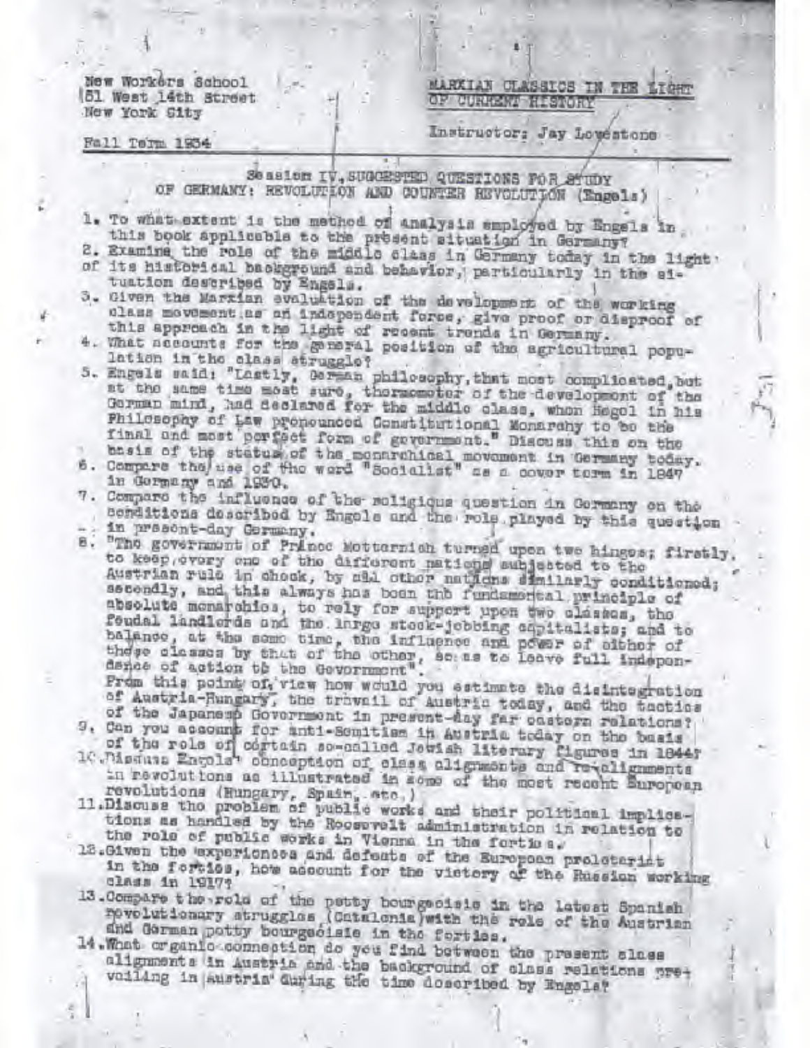New Workers School
51 West 14th Street
New York City

Fall Term 1934

MARXIAN CLASSICS IN THE LIGHT OF CURRENT HISTORY

Instructor: Jay Lovestone

## Session IV, SUGGESTED QUESTIONS FOR STUDY OF GERMANY: REVOLUTION AND COUNTER REVOLUTION (Engels)

1. To what extent is the method of analysis employed by Engels in this book applicable to the present situation in Germany?
2. Examine the role of the middle class in Germany today in the light of its historical background and behavior, particularly in the situation described by Engels.
3. Given the Marxian evaluation of the development of the working class movement as an independent force, give proof or disproof of this approach in the light of recent trends in Germany.
4. What accounts for the general position of the agricultural population in the class struggle?
5. Engels said: "Lastly, German philosophy, that most complicated, but at the same time most sure, thermometer of the development of the German mind, had declared for the middle class, when Hegel in his Philosophy of Law pronounced Constitutional Monarchy to be the final and most perfect form of government." Discuss this on the basis of the status of the monarchical movement in Germany today.
6. Compare the use of the word "Socialist" as a cover term in 1847 in Germany and 1930.
7. Compare the influence of the religious question in Germany on the conditions described by Engels and the role played by this question in present-day Germany.
8. "The government of Prince Metternich turned upon two hinges; firstly, to keep every one of the different nations subjected to the Austrian rule in check, by all other nations similarly conditioned; secondly, and this always has been the fundamental principle of absolute monarchies, to rely for support upon two classes, the feudal landlords and the large stock-jobbing capitalists; and to balance, at the same time, the influence and power of either of these classes by that of the other, so as to leave full independence of action to the Government".
   From this point of view how would you estimate the disintegration of Austria-Hungary, the travail of Austria today, and the tactics of the Japanese Government in present-day far eastern relations?
9. Can you account for anti-Semitism in Austria today on the basis of the role of certain so-called Jewish literary figures in 1844?
10. Discuss Engels' conception of class alignments and re-alignments in revolutions as illustrated in some of the most recent European revolutions (Hungary, Spain, etc.)
11. Discuss the problem of public works and their political implications as handled by the Roosevelt administration in relation to the role of public works in Vienna in the forties.
12. Given the experiences and defeats of the European proletariat in the forties, how account for the victory of the Russian working class in 1917?
13. Compare the role of the petty bourgeoisie in the latest Spanish revolutionary struggles (Catalonia) with the role of the Austrian and German petty bourgeoisie in the forties.
14. What organic connection do you find between the present class alignments in Austria and the background of class relations prevailing in Austria during the time described by Engels?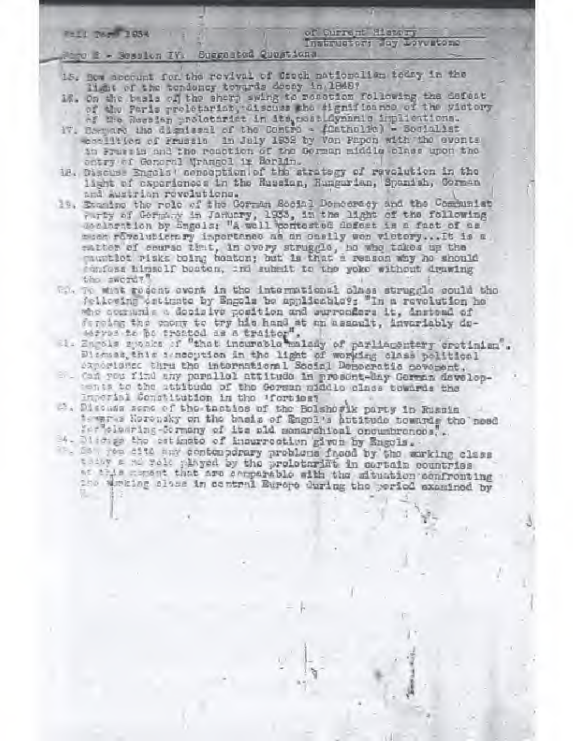Fall Term 1934 — of Current History — Instructor: Jay Lovestone

Page 2 - Session IV. Suggested Questions

15. How account for the revival of Czech nationalism today in the light of the tendency towards decay in 1848?
16. On the basis of the sharp swing to reaction following the defeat of the Paris proletariat, discuss the significance of the victory of the Russian proletariat in its post-dynamic implications.
17. Compare the dismissal of the Centre - (Catholic) - Socialist coalition of Prussia in July 1932 by Von Papen with the events in Prussia and the reaction of the German middle class upon the entry of General Wrangel in Berlin.
18. Discuss Engels' conception of the strategy of revolution in the light of experiences in the Russian, Hungarian, Spanish, German and Austrian revolutions.
19. Examine the role of the German Social Democracy and the Communist Party of Germany in January, 1933, in the light of the following declaration by Engels: "A well contested defeat is a fact of as much revolutionary importance as an easily won victory...It is a matter of course that, in every struggle, he who takes up the gauntlet risks being beaten; but is that a reason why he should confess himself beaten, and submit to the yoke without drawing the sword?"
20. To what recent event in the international class struggle could the following estimate by Engels be applicable?: "In a revolution he who commands a decisive position and surrenders it, instead of forcing the enemy to try his hand at an assault, invariably deserves to be treated as a traitor".
21. Engels speaks of "that incurable malady of parliamentary cretinism". Discuss this conception in the light of working class political experience thru the international Social Democratic movement.
22. Can you find any parallel attitude in present-day German developments to the attitude of the German middle class towards the Imperial Constitution in the 'forties?
23. Discuss some of the tactics of the Bolshevik party in Russia towards Kerensky on the basis of Engel's attitude towards the need for "clearing Germany of its old monarchical encumbrances".
24. Discuss the estimate of insurrection given by Engels.
25. Can you cite any contemporary problems faced by the working class today and role played by the proletariat in certain countries at this moment that are comparable with the situation confronting the working class in central Europe during the period examined by E.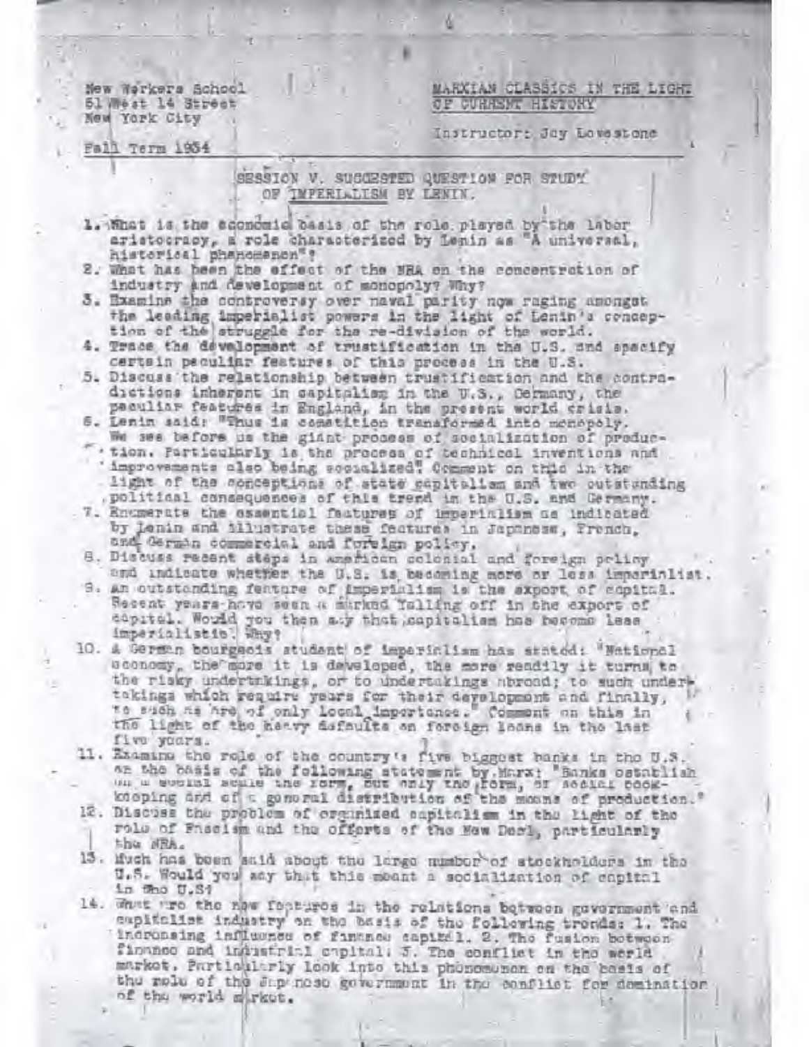New Workers School
51 West 14 Street
New York City

Fall Term 1934

MARXIAN CLASSICS IN THE LIGHT OF CURRENT HISTORY

Instructor: Jay Lovestone

SESSION V. SUGGESTED QUESTION FOR STUDY OF IMPERIALISM BY LENIN.

1. What is the economic basis of the role played by the labor aristocracy, a role characterized by Lenin as "A universal, historical phenomenon"?
2. What has been the effect of the NRA on the concentration of industry and development of monopoly? Why?
3. Examine the controversy over naval parity now raging amongst the leading imperialist powers in the light of Lenin's conception of the struggle for the re-division of the world.
4. Trace the development of trustification in the U.S. and specify certain peculiar features of this process in the U.S.
5. Discuss the relationship between trustification and the contradictions inherent in capitalism in the U.S., Germany, the peculiar features in England, in the present world crisis.
6. Lenin said: "Thus is competition transformed into monopoly. We see before us the giant process of socialization of production. Particularly is the process of technical inventions and improvements also being socialized." Comment on this in the light of the conceptions of state capitalism and two outstanding political consequences of this trend in the U.S. and Germany.
7. Enumerate the essential features of imperialism as indicated by Lenin and illustrate these features in Japanese, French, and German commercial and foreign policy.
8. Discuss recent steps in American colonial and foreign policy and indicate whether the U.S. is becoming more or less imperialist.
9. An outstanding feature of imperialism is the export of capital. Recent years have seen a marked falling off in the export of capital. Would you then say that capitalism has become less imperialistic? Why?
10. A German bourgeois student of imperialism has stated: "National economy, the more it is developed, the more readily it turns to the risky undertakings, or to undertakings abroad; to such undertakings which require years for their development and finally, to such as are of only local importance." Comment on this in the light of the heavy defaults on foreign loans in the last five years.
11. Examine the role of the country's five biggest banks in the U.S. on the basis of the following statement by Marx: "Banks establish on a social scale the form, but only the form, of social book-keeping and of a general distribution of the means of production."
12. Discuss the problem of organized capitalism in the light of the role of Fascism and the efforts of the New Deal, particularly the NRA.
13. Much has been said about the large number of stockholders in the U.S. Would you say that this meant a socialization of capital in the U.S.?
14. What are the new features in the relations between government and capitalist industry on the basis of the following trends: 1. The increasing influence of finance capital. 2. The fusion between finance and industrial capital. 3. The conflict in the world market. Particularly look into this phenomenon on the basis of the role of the Japanese government in the conflict for domination of the world market.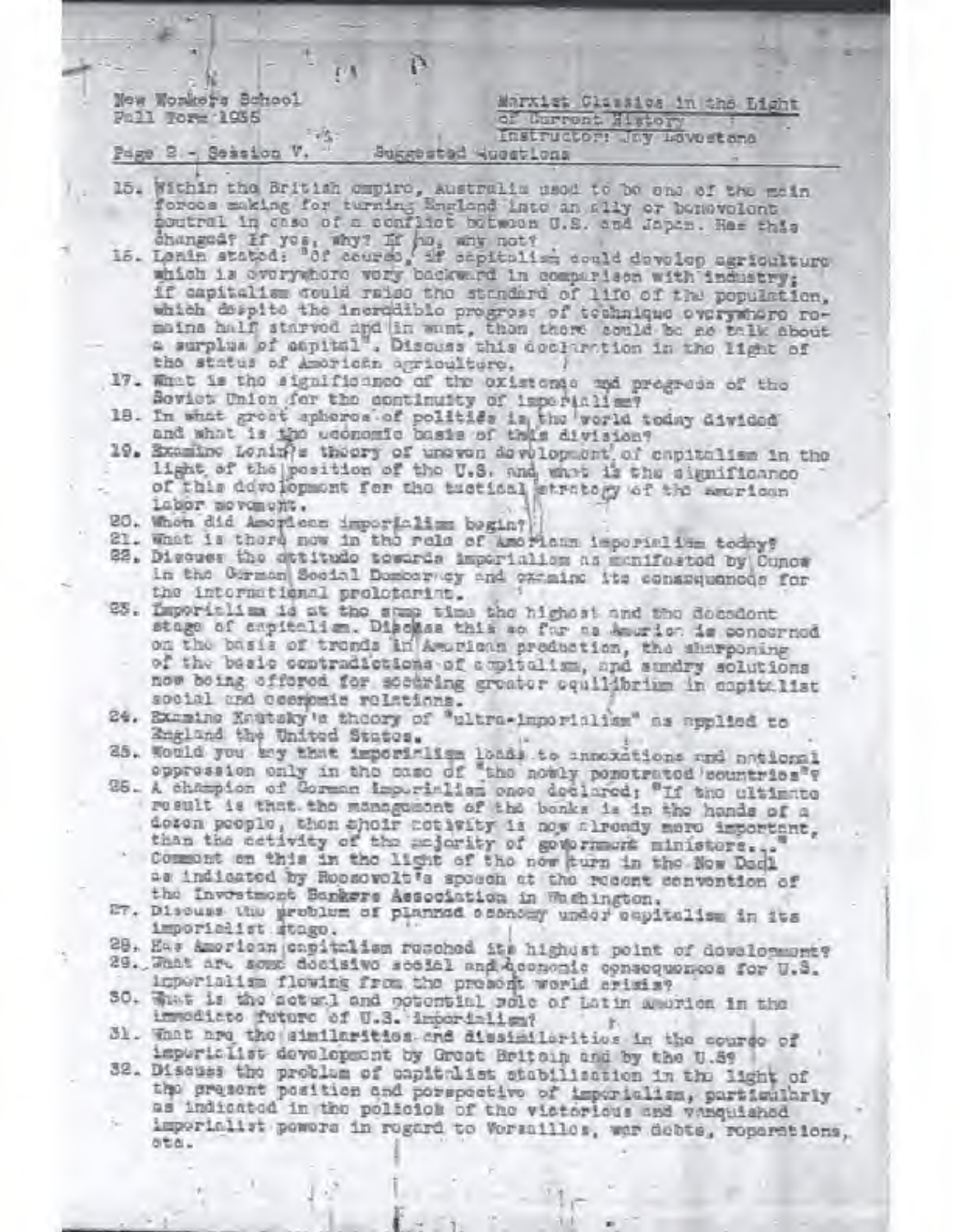New Workers School
Fall Term 1935

Marxist Classics in the Light of Current History
Instructor: Jay Lovestone

Page 2 - Session V. Suggested Questions

15. Within the British empire, Australia used to be one of the main forces making for turning England into an ally or benevolent neutral in case of a conflict between U.S. and Japan. Has this changed? If yes, why? If no, why not?
16. Lenin stated: "Of course, if capitalism could develop agriculture which is everywhere very backward in comparison with industry; if capitalism could raise the standard of life of the population, which despite the incredible progress of technique everywhere remains half starved and in want, then there could be no talk about a surplus of capital". Discuss this declaration in the light of the status of American agriculture.
17. What is the significance of the existence and progress of the Soviet Union for the continuity of imperialism?
18. In what great spheres of politics is the world today divided and what is the economic basis of this division?
19. Examine Lenin's theory of uneven development of capitalism in the light of the position of the U.S. and what is the significance of this development for the tactical strategy of the American labor movement.
20. When did American imperialism begin?
21. What is there new in the role of American imperialism today?
22. Discuss the attitude towards imperialism as manifested by Cunow in the German Social Democracy and examine its consequences for the international proletariat.
23. Imperialism is at the same time the highest and the decadent stage of capitalism. Discuss this so far as America is concerned on the basis of trends in American production, the sharpening of the basic contradictions of capitalism, and sundry solutions now being offered for securing greater equilibrium in capitalist social and economic relations.
24. Examine Kautsky's theory of "ultra-imperialism" as applied to England the United States.
25. Would you say that imperialism leads to annexations and national oppression only in the case of "the newly penetrated countries"?
26. A champion of German Imperialism once declared: "If the ultimate result is that the management of the banks is in the hands of a dozen people, then their activity is now already more important, than the activity of the majority of government ministers..." Comment on this in the light of the new turn in the New Deal as indicated by Roosevelt's speech at the recent convention of the Investment Bankers Association in Washington.
27. Discuss the problem of planned economy under capitalism in its imperialist stage.
28. Has American capitalism reached its highest point of development?
29. What are some decisive social and economic consequences for U.S. imperialism flowing from the present world crisis?
30. What is the actual and potential role of Latin America in the immediate future of U.S. imperialism?
31. What are the similarities and dissimilarities in the course of imperialist development by Great Britain and by the U.S?
32. Discuss the problem of capitalist stabilization in the light of the present position and perspective of imperialism, particularly as indicated in the policies of the victorious and vanquished imperialist powers in regard to Versailles, war debts, reparations, etc.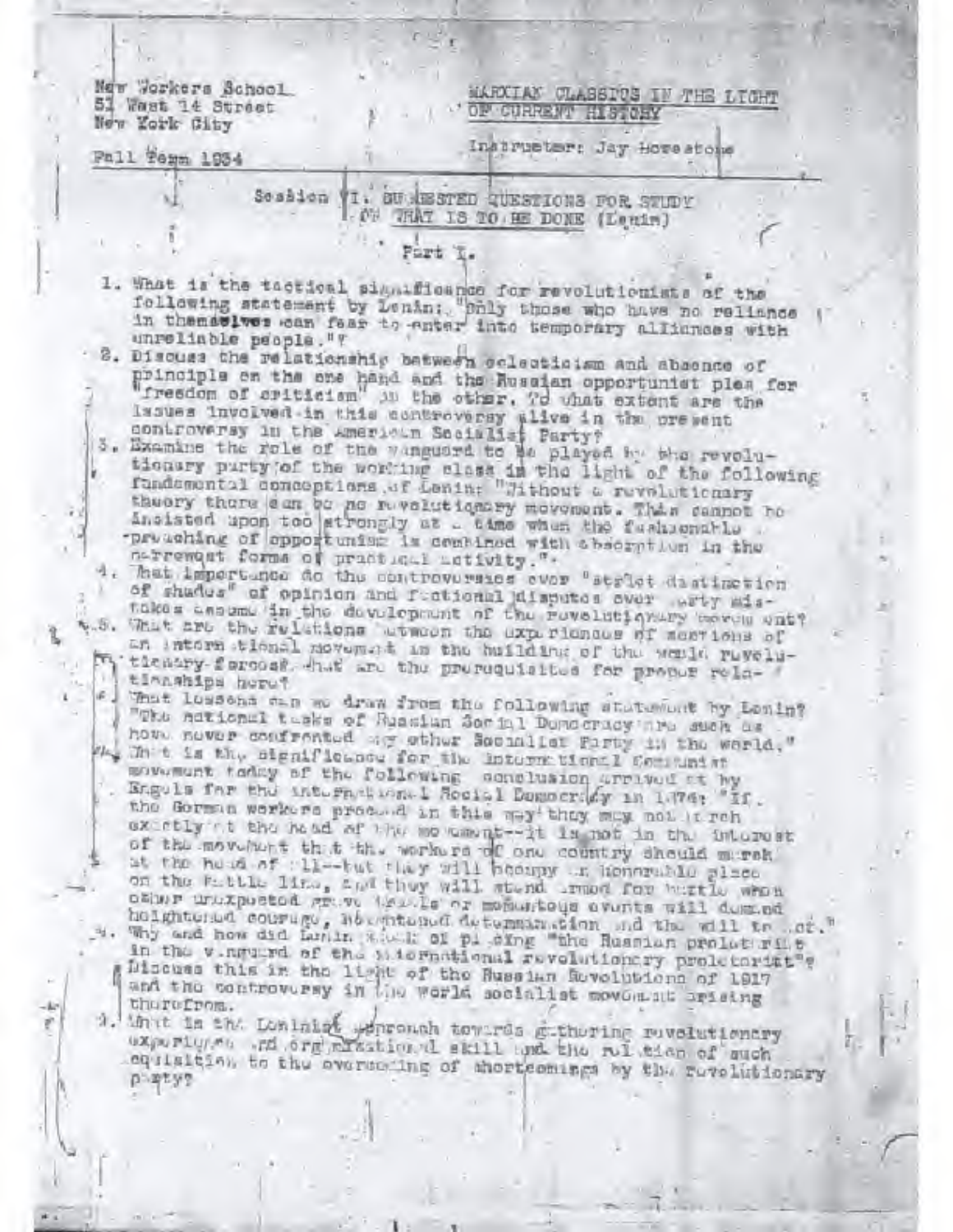New Workers School
51 West 14 Street
New York City

MARXIAN CLASSICS IN THE LIGHT OF CURRENT HISTORY

Fall Term 1934

Instructor: Jay Lovestone

Session VI. SUGGESTED QUESTIONS FOR STUDY OF WHAT IS TO BE DONE (Lenin)

Part I.

1. What is the tactical significance for revolutionists of the following statement by Lenin: "Only those who have no reliance in themselves can fear to enter into temporary alliances with unreliable people."?
2. Discuss the relationship between eclecticism and absence of principle on the one hand and the Russian opportunist plea for "freedom of criticism" on the other. To what extent are the issues involved in this controversy alive in the present controversy in the American Socialist Party?
3. Examine the role of the vanguard to be played by the revolutionary party of the working class in the light of the following fundamental conceptions of Lenin: "Without a revolutionary theory there can be no revolutionary movement. This cannot be insisted upon too strongly at a time when the fashionable preaching of opportunism is combined with absorption in the narrowest forms of practical activity."
4. What importance do the controversies over "strict distinction of shades" of opinion and factional disputes over party mistakes assume in the development of the revolutionary movement?
5. What are the relations between the experiences of sections of an international movement in the building of the world revolutionary forces? What are the prerequisites for proper relationships here?
6. What lessons can we draw from the following statement by Lenin? "The national tasks of Russian Social Democracy are such as have never confronted any other Socialist Party in the world."
7. What is the significance for the international Communist movement today of the following conclusion arrived at by Engels for the international Social Democracy in 1874: "If the German workers proceed in this way they may not march exactly at the head of the movement--it is not in the interest of the movement that the workers of one country should march at the head of all--but they will occupy an honourable place on the battle line, and they will stand armed for battle when other unexpected grave trials or momentous events will demand heightened courage, heightened determination and the will to act."
8. Why and how did Lenin speak of placing "the Russian proletariat in the vanguard of the international revolutionary proletariat"? Discuss this in the light of the Russian Revolutions of 1917 and the controversy in the world socialist movement arising therefrom.
9. What is the Leninist approach towards gathering revolutionary experience and organizational skill and the relation of such acquisition to the overcoming of shortcomings by the revolutionary party?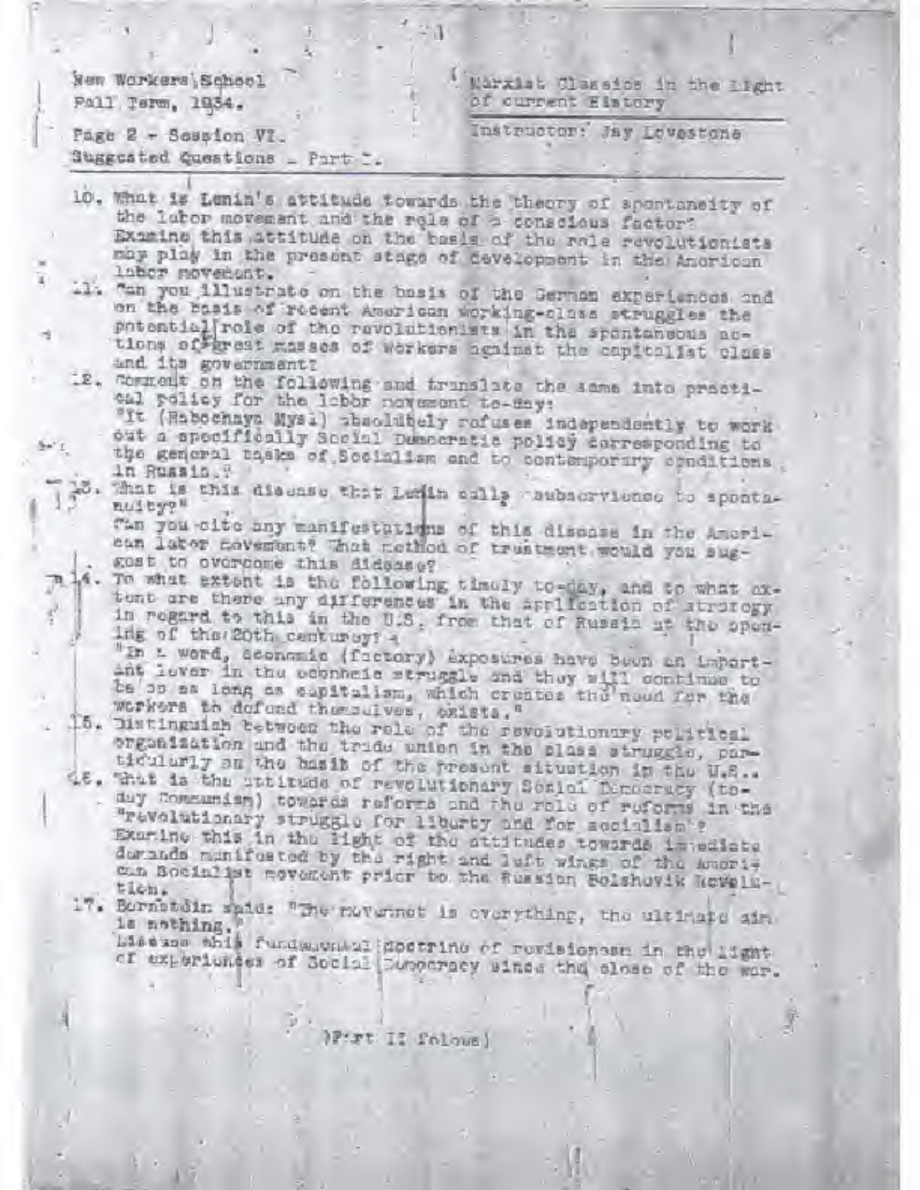New Workers School
Fall Term, 1934.

Marxist Classics in the Light of current History

Page 2 - Session VI.
Suggested Questions - Part I.

Instructor: Jay Lovestone

---

10. What is Lenin's attitude towards the theory of spontaneity of the labor movement and the role of a conscious factor? Examine this attitude on the basis of the role revolutionists may play in the present stage of development in the American labor movement.

11. Can you illustrate on the basis of the German experiences and on the basis of recent American working-class struggles the potential role of the revolutionists in the spontaneous actions of great masses of workers against the capitalist class and its government?

12. Comment on the following and translate the same into practical policy for the labor movement to-day:
"It (Rabochaya Mysl) absolutely refuses independently to work out a specifically Social Democratic policy corresponding to the general tasks of Socialism and to contemporary conditions in Russia."

13. What is this disease that Lenin calls "subservience to spontaneity?"
Can you cite any manifestations of this disease in the American labor movement? What method of treatment would you suggest to overcome this disease?

14. To what extent is the following timely to-day, and to what extent are there any differences in the application of strategy in regard to this in the U.S. from that of Russia at the opening of the 20th century?
"In a word, economic (factory) exposures have been an important lever in the economic struggle and they will continue to be so as long as capitalism, which creates the need for the workers to defend themselves, exists."

15. Distinguish between the role of the revolutionary political organization and the trade union in the class struggle, particularly on the basis of the present situation in the U.S..

16. What is the attitude of revolutionary Social Democracy (to-day Communism) towards reforms and the role of reforms in the "revolutionary struggle for liberty and for socialism"? Examine this in the light of the attitudes towards immediate demands manifested by the right and left wings of the American Socialist movement prior to the Russian Bolshevik Revolution.

17. Bernstein said: "The movement is everything, the ultimate aim is nothing."
Discuss this fundamental doctrine of revisionism in the light of experiences of Social Democracy since the close of the war.

(Part II follows)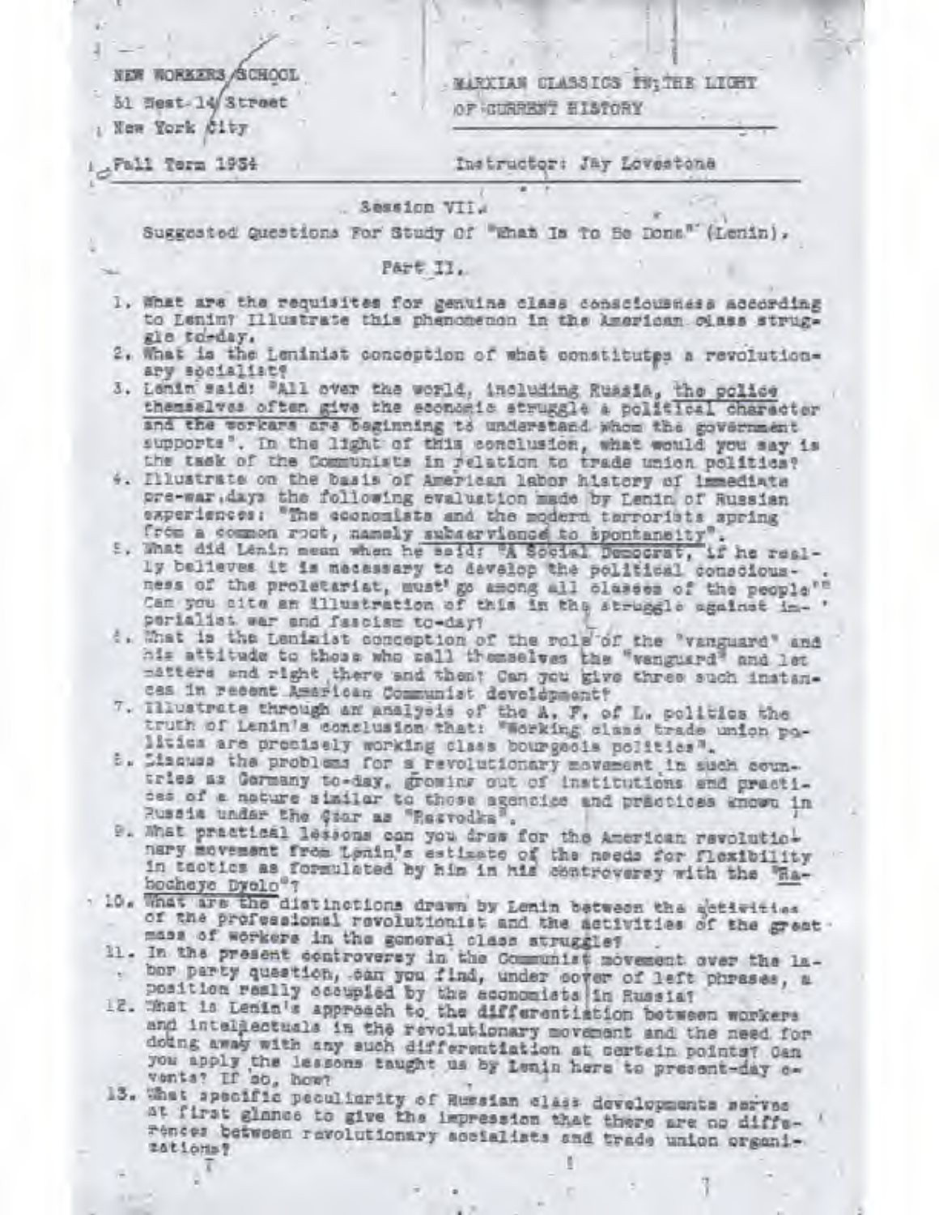NEW WORKERS SCHOOL
51 West 14 Street
New York City

MARXIAN CLASSICS IN THE LIGHT OF CURRENT HISTORY

Fall Term 1934

Instructor: Jay Lovestone

Session VII.

Suggested Questions For Study Of "What Is To Be Done" (Lenin).

Part II.

1. What are the requisites for genuine class consciousness according to Lenin? Illustrate this phenomenon in the American class struggle to-day.
2. What is the Leninist conception of what constitutes a revolutionary socialist?
3. Lenin said: "All over the world, including Russia, the police themselves often give the economic struggle a political character and the workers are beginning to understand whom the government supports". In the light of this conclusion, what would you say is the task of the Communists in relation to trade union politics?
4. Illustrate on the basis of American labor history of immediate pre-war days the following evaluation made by Lenin of Russian experiences: "The economists and the modern terrorists spring from a common root, namely subservience to spontaneity".
5. What did Lenin mean when he said: "A Social Democrat, if he really believes it is necessary to develop the political consciousness of the proletariat, must go among all classes of the people"? Can you cite an illustration of this in the struggle against imperialist war and fascism to-day?
6. What is the Leninist conception of the role of the "vanguard" and his attitude to those who call themselves the "vanguard" and let matters end right there and then? Can you give three such instances in recent American Communist development?
7. Illustrate through an analysis of the A. F. of L. politics the truth of Lenin's conclusion that: "Working class trade union politics are precisely working class bourgeois politics".
8. Discuss the problems for a revolutionary movement in such countries as Germany to-day, growing out of institutions and practices of a nature similar to those agencies and practices known in Russia under the Czar as "Razvodka".
9. What practical lessons can you draw for the American revolutionary movement from Lenin's estimate of the needs for flexibility in tactics as formulated by him in his controversy with the "Rabocheye Dyelo"?
10. What are the distinctions drawn by Lenin between the activities of the professional revolutionist and the activities of the great mass of workers in the general class struggle?
11. In the present controversy in the Communist movement over the labor party question, can you find, under cover of left phrases, a position really occupied by the economists in Russia?
12. What is Lenin's approach to the differentiation between workers and intellectuals in the revolutionary movement and the need for doing away with any such differentiation at certain points? Can you apply the lessons taught us by Lenin here to present-day events? If so, how?
13. What specific peculiarity of Russian class developments serves at first glance to give the impression that there are no differences between revolutionary socialists and trade union organizations?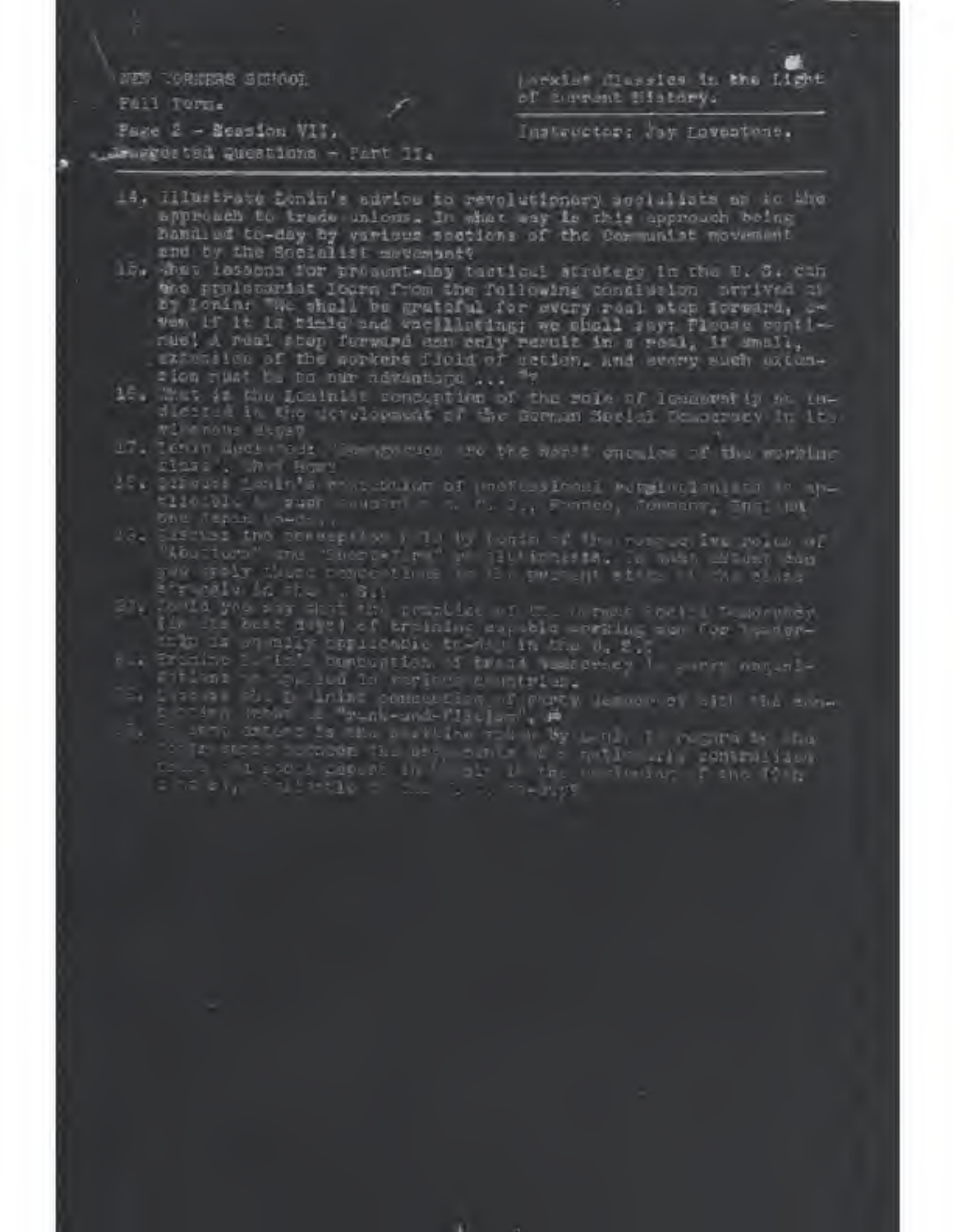NEW WORKERS SCHOOL
Fall Term.
Page 2 - Session VII.
Suggested Questions - Part II.

Marxist Classics in the Light of Current History.
Instructor: Jay Lovestone.

---

14. Illustrate Lenin's advice to revolutionary socialists as to the approach to trade unions. In what way is this approach being handled to-day by various sections of the Communist movement and by the Socialist movement?
15. What lessons for present-day tactical strategy in the U. S. can the proletariat learn from the following conclusion arrived at by Lenin: "We shall be grateful for every real step forward, even if it is timid and vacillating; we shall say: Please continue! A real step forward can only result in a real, if small, extension of the workers field of action. And every such extension must be to our advantage ... "?
16. What is the Leninist conception of the role of leadership as indicated in the development of the German Social Democracy in its vigorous stage?
17. Lenin declared: "Demagogues are the worst enemies of the working class". Why? How?
18. Discuss Lenin's conception of professional revolutionists as applicable to such countries as U. S., France, Germany, England and Japan to-day.
19. Discuss the conception held by Lenin of the respective roles of "Amateurs" and "Specialists" ... revolutionists. To what extent can you apply these conceptions to the present state of the class struggle in the U. S.?
20. Could you say that the practice of the German Social Democracy (in its best days) of training capable working men for leadership is equally applicable to-day in the U. S.?
21. Examine Lenin's conception of broad democracy in party organizations as applied in various countries.
22. Discuss the Leninist conception of party democracy with the conception known as "rank-and-file-ism".
23. To what extent is the position taken by Lenin in regard to the relations between the adherents of a nationally centralized ... in the ... of the ... ?